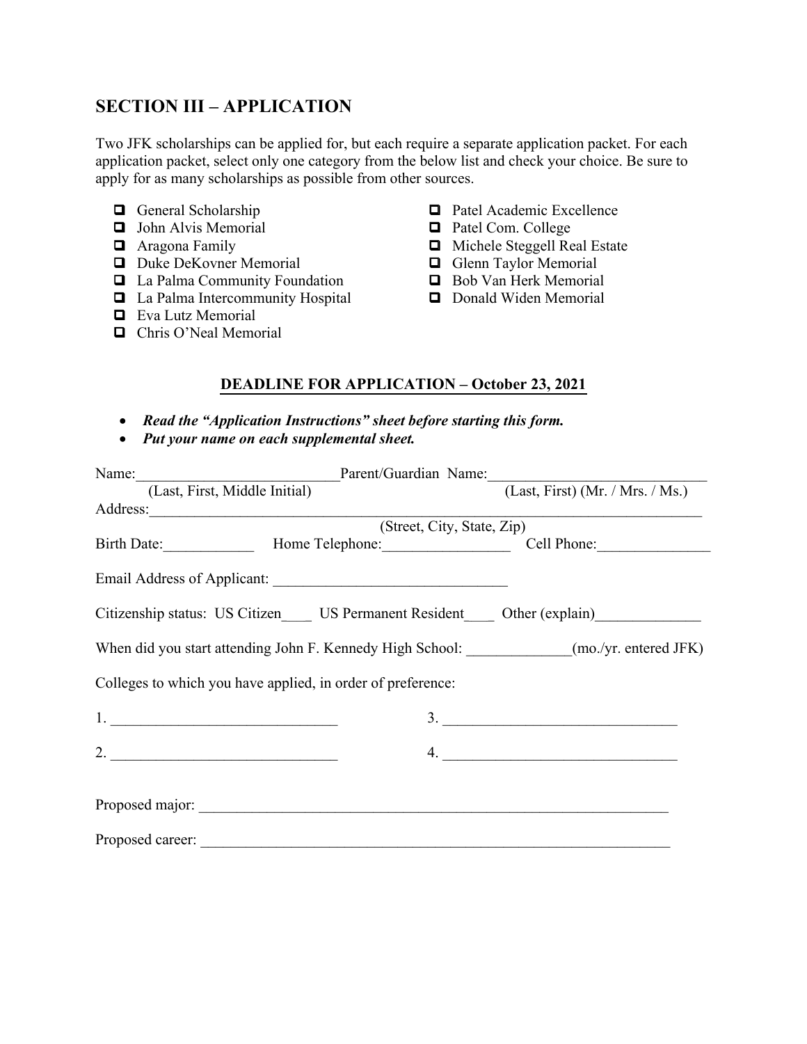## SECTION III – APPLICATION

Two JFK scholarships can be applied for, but each require a separate application packet. For each application packet, select only one category from the below list and check your choice. Be sure to apply for as many scholarships as possible from other sources.

- ☐ General Scholarship
- ☐ John Alvis Memorial
- ☐ Aragona Family
- ☐ Duke DeKovner Memorial
- ☐ La Palma Community Foundation
- ☐ La Palma Intercommunity Hospital
- ☐ Eva Lutz Memorial
- ☐ Chris O'Neal Memorial
- ☐ Patel Academic Excellence
- ☐ Patel Com. College
- ☐ Michele Steggell Real Estate
- ☐ Glenn Taylor Memorial
- ☐ Bob Van Herk Memorial
- ☐ Donald Widen Memorial

**DEADLINE FOR APPLICATION – October 23, 2021**

- ***Read the "Application Instructions" sheet before starting this form.***
- ***Put your name on each supplemental sheet.***

Name:___________________________ Parent/Guardian Name:___________________________
(Last, First, Middle Initial) (Last, First) (Mr. / Mrs. / Ms.)

Address:_______________________________________________________________________
(Street, City, State, Zip)

Birth Date:____________ Home Telephone:_________________ Cell Phone:_______________

Email Address of Applicant: _______________________________

Citizenship status: US Citizen____ US Permanent Resident____ Other (explain)______________

When did you start attending John F. Kennedy High School: ______________(mo./yr. entered JFK)

Colleges to which you have applied, in order of preference:

1. ______________________________
2. ______________________________
3. ______________________________
4. ______________________________

Proposed major: _________________________________________________________________

Proposed career: _________________________________________________________________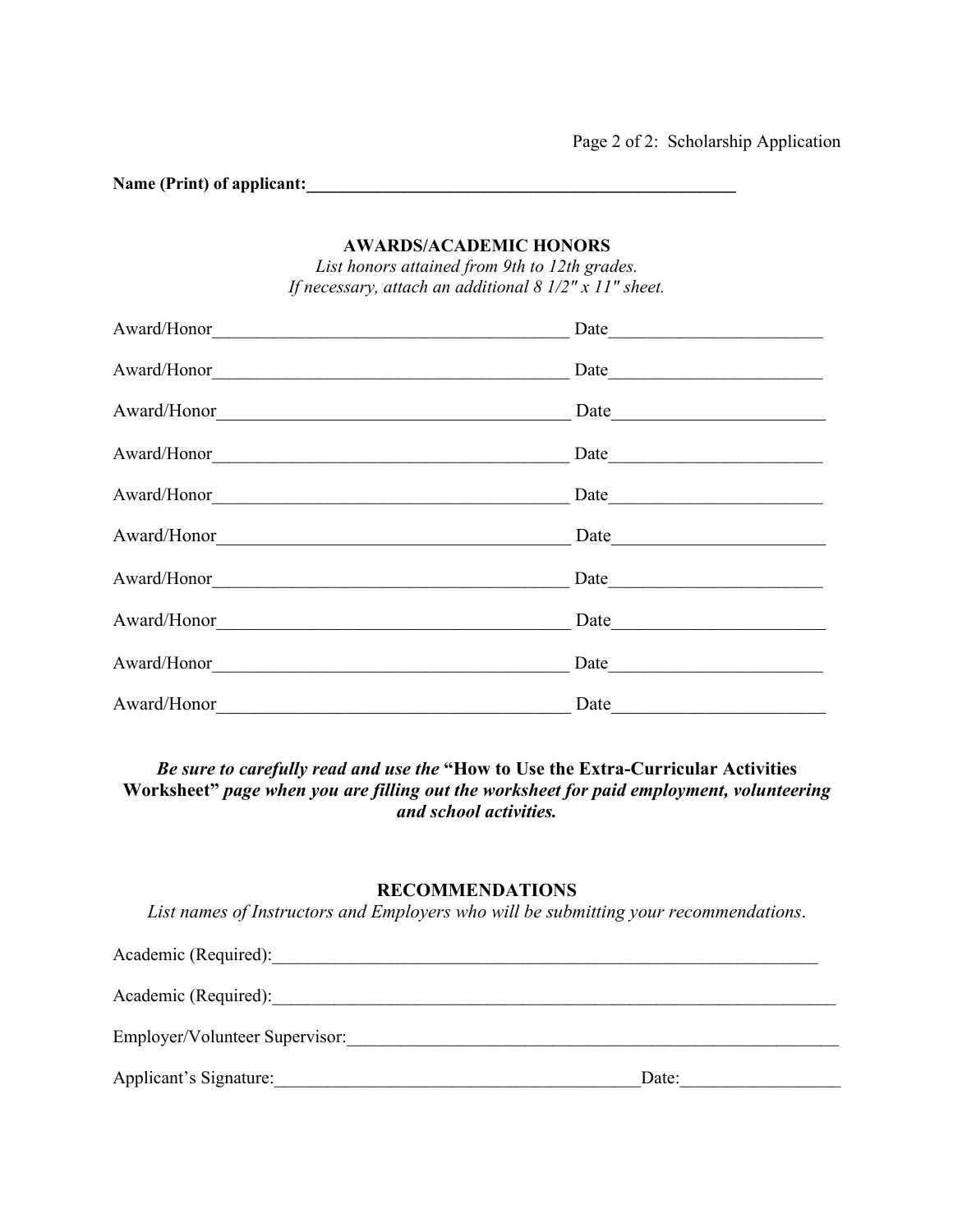**Name (Print) of applicant:**\_\_\_\_\_\_\_\_\_\_\_\_\_\_\_\_\_\_\_\_\_\_\_\_\_\_\_\_\_\_\_\_\_\_\_\_\_\_\_\_\_\_\_\_\_\_\_\_\_\_

## AWARDS/ACADEMIC HONORS

*List honors attained from 9th to 12th grades.*
*If necessary, attach an additional 8 1/2" x 11" sheet.*

Award/Honor\_\_\_\_\_\_\_\_\_\_\_\_\_\_\_\_\_\_\_\_\_\_\_\_\_\_\_\_\_\_\_\_\_\_\_\_\_\_\_\_ Date\_\_\_\_\_\_\_\_\_\_\_\_\_\_\_\_\_\_\_\_\_\_\_\_

Award/Honor\_\_\_\_\_\_\_\_\_\_\_\_\_\_\_\_\_\_\_\_\_\_\_\_\_\_\_\_\_\_\_\_\_\_\_\_\_\_\_\_ Date\_\_\_\_\_\_\_\_\_\_\_\_\_\_\_\_\_\_\_\_\_\_\_\_

Award/Honor\_\_\_\_\_\_\_\_\_\_\_\_\_\_\_\_\_\_\_\_\_\_\_\_\_\_\_\_\_\_\_\_\_\_\_\_\_\_\_\_ Date\_\_\_\_\_\_\_\_\_\_\_\_\_\_\_\_\_\_\_\_\_\_\_\_

Award/Honor\_\_\_\_\_\_\_\_\_\_\_\_\_\_\_\_\_\_\_\_\_\_\_\_\_\_\_\_\_\_\_\_\_\_\_\_\_\_\_\_ Date\_\_\_\_\_\_\_\_\_\_\_\_\_\_\_\_\_\_\_\_\_\_\_\_

Award/Honor\_\_\_\_\_\_\_\_\_\_\_\_\_\_\_\_\_\_\_\_\_\_\_\_\_\_\_\_\_\_\_\_\_\_\_\_\_\_\_\_ Date\_\_\_\_\_\_\_\_\_\_\_\_\_\_\_\_\_\_\_\_\_\_\_\_

Award/Honor\_\_\_\_\_\_\_\_\_\_\_\_\_\_\_\_\_\_\_\_\_\_\_\_\_\_\_\_\_\_\_\_\_\_\_\_\_\_\_\_ Date\_\_\_\_\_\_\_\_\_\_\_\_\_\_\_\_\_\_\_\_\_\_\_\_

Award/Honor\_\_\_\_\_\_\_\_\_\_\_\_\_\_\_\_\_\_\_\_\_\_\_\_\_\_\_\_\_\_\_\_\_\_\_\_\_\_\_\_ Date\_\_\_\_\_\_\_\_\_\_\_\_\_\_\_\_\_\_\_\_\_\_\_\_

Award/Honor\_\_\_\_\_\_\_\_\_\_\_\_\_\_\_\_\_\_\_\_\_\_\_\_\_\_\_\_\_\_\_\_\_\_\_\_\_\_\_\_ Date\_\_\_\_\_\_\_\_\_\_\_\_\_\_\_\_\_\_\_\_\_\_\_\_

Award/Honor\_\_\_\_\_\_\_\_\_\_\_\_\_\_\_\_\_\_\_\_\_\_\_\_\_\_\_\_\_\_\_\_\_\_\_\_\_\_\_\_ Date\_\_\_\_\_\_\_\_\_\_\_\_\_\_\_\_\_\_\_\_\_\_\_\_

Award/Honor\_\_\_\_\_\_\_\_\_\_\_\_\_\_\_\_\_\_\_\_\_\_\_\_\_\_\_\_\_\_\_\_\_\_\_\_\_\_\_\_ Date\_\_\_\_\_\_\_\_\_\_\_\_\_\_\_\_\_\_\_\_\_\_\_\_

***Be sure to carefully read and use the* "How to Use the Extra-Curricular Activities Worksheet" *page when you are filling out the worksheet for paid employment, volunteering and school activities.***

## RECOMMENDATIONS

*List names of Instructors and Employers who will be submitting your recommendations*.

Academic (Required):\_\_\_\_\_\_\_\_\_\_\_\_\_\_\_\_\_\_\_\_\_\_\_\_\_\_\_\_\_\_\_\_\_\_\_\_\_\_\_\_\_\_\_\_\_\_\_\_\_\_\_\_\_\_\_\_\_\_\_\_\_\_

Academic (Required):\_\_\_\_\_\_\_\_\_\_\_\_\_\_\_\_\_\_\_\_\_\_\_\_\_\_\_\_\_\_\_\_\_\_\_\_\_\_\_\_\_\_\_\_\_\_\_\_\_\_\_\_\_\_\_\_\_\_\_\_\_\_\_\_

Employer/Volunteer Supervisor:\_\_\_\_\_\_\_\_\_\_\_\_\_\_\_\_\_\_\_\_\_\_\_\_\_\_\_\_\_\_\_\_\_\_\_\_\_\_\_\_\_\_\_\_\_\_\_\_\_\_\_\_\_\_\_\_

Applicant's Signature:\_\_\_\_\_\_\_\_\_\_\_\_\_\_\_\_\_\_\_\_\_\_\_\_\_\_\_\_\_\_\_\_\_\_\_\_\_\_\_\_\_\_\_\_Date:\_\_\_\_\_\_\_\_\_\_\_\_\_\_\_\_\_\_